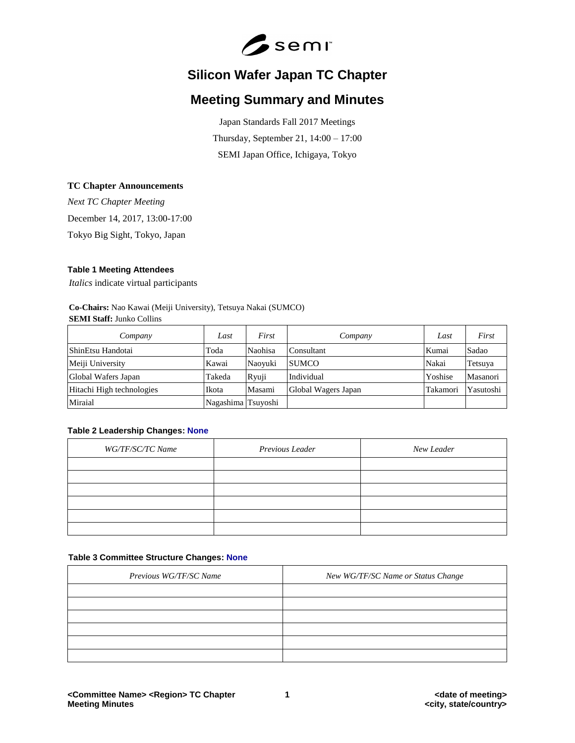# Silicon Wafer Japan TC Chapter

# Meeting Summary and Minutes

Japan Standards Fall 2017 Meetings

Thursday, September 21, 14:00 – 17:00

SEMI Japan Office, Ichigaya, Tokyo

**TC Chapter Announcements**

*Next TC Chapter Meeting*

December 14, 2017, 13:00-17:00

Tokyo Big Sight, Tokyo, Japan

**Table 1 Meeting Attendees**

*Italics* indicate virtual participants

**Co-Chairs:** Nao Kawai (Meiji University), Tetsuya Nakai (SUMCO)

**SEMI Staff:** Junko Collins

| *Company* | *Last* | *First* | *Company* | *Last* | *First* |
|---|---|---|---|---|---|
| ShinEtsu Handotai | Toda | Naohisa | Consultant | Kumai | Sadao |
| Meiji University | Kawai | Naoyuki | SUMCO | Nakai | Tetsuya |
| Global Wafers Japan | Takeda | Ryuji | Individual | Yoshise | Masanori |
| Hitachi High technologies | Ikota | Masami | Global Wagers Japan | Takamori | Yasutoshi |
| Miraial | Nagashima | Tsuyoshi | | | |

**Table 2 Leadership Changes: None**

| *WG/TF/SC/TC Name* | *Previous Leader* | *New Leader* |
|---|---|---|
| | | |
| | | |
| | | |
| | | |
| | | |
| | | |

**Table 3 Committee Structure Changes: None**

| *Previous WG/TF/SC Name* | *New WG/TF/SC Name or Status Change* |
|---|---|
| | |
| | |
| | |
| | |
| | |
| | |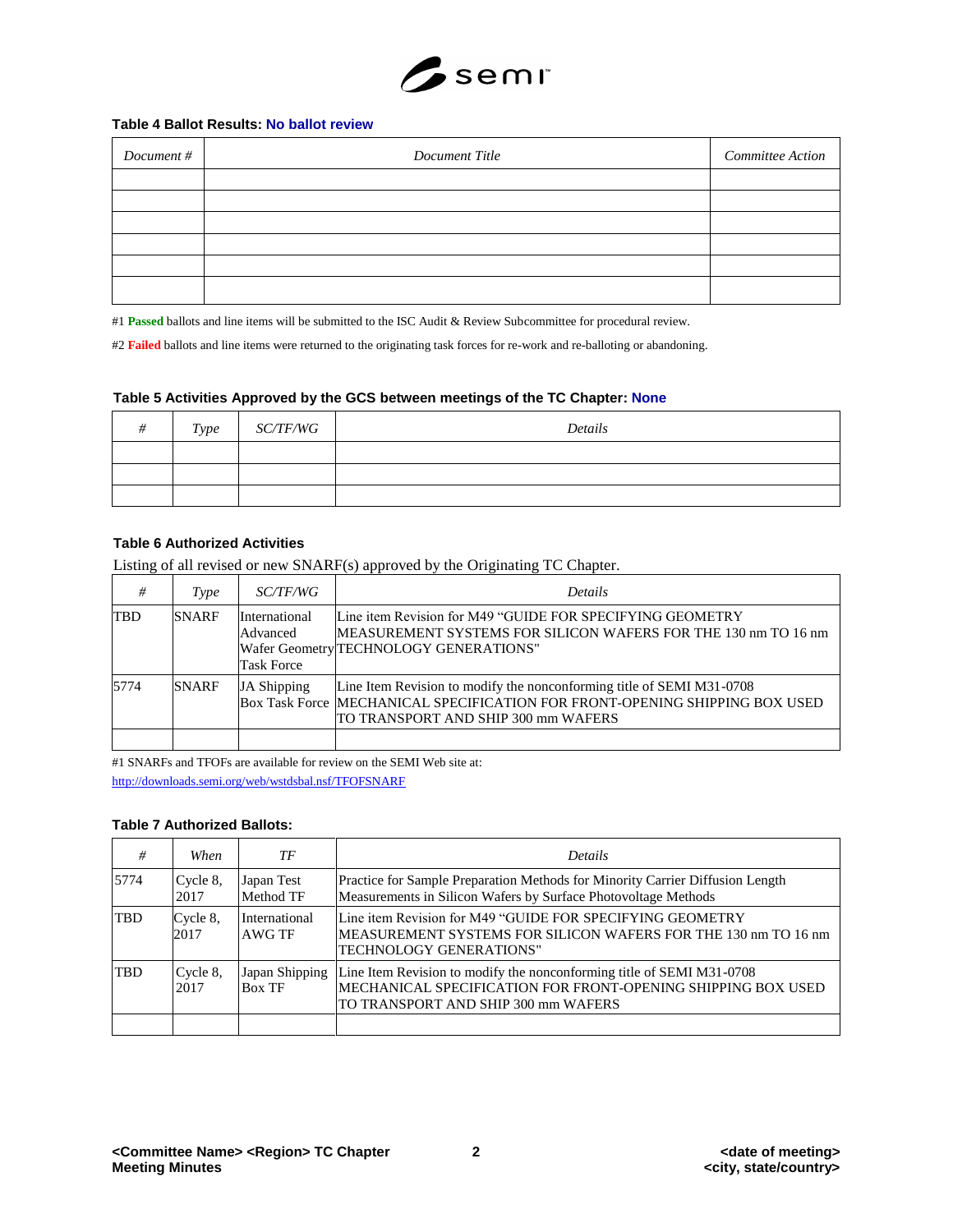**Table 4 Ballot Results: No ballot review**

| *Document #* | *Document Title* | *Committee Action* |
|---|---|---|
| | | |
| | | |
| | | |
| | | |
| | | |
| | | |

#1 **Passed** ballots and line items will be submitted to the ISC Audit & Review Subcommittee for procedural review.

#2 **Failed** ballots and line items were returned to the originating task forces for re-work and re-balloting or abandoning.

**Table 5 Activities Approved by the GCS between meetings of the TC Chapter: None**

| *#* | *Type* | *SC/TF/WG* | *Details* |
|---|---|---|---|
| | | | |
| | | | |
| | | | |

**Table 6 Authorized Activities**

Listing of all revised or new SNARF(s) approved by the Originating TC Chapter.

| *#* | *Type* | *SC/TF/WG* | *Details* |
|---|---|---|---|
| TBD | SNARF | International Advanced Wafer Geometry Task Force | Line item Revision for M49 "GUIDE FOR SPECIFYING GEOMETRY MEASUREMENT SYSTEMS FOR SILICON WAFERS FOR THE 130 nm TO 16 nm TECHNOLOGY GENERATIONS" |
| 5774 | SNARF | JA Shipping Box Task Force | Line Item Revision to modify the nonconforming title of SEMI M31-0708 MECHANICAL SPECIFICATION FOR FRONT-OPENING SHIPPING BOX USED TO TRANSPORT AND SHIP 300 mm WAFERS |
| | | | |

#1 SNARFs and TFOFs are available for review on the SEMI Web site at:

http://downloads.semi.org/web/wstdsbal.nsf/TFOFSNARF

**Table 7 Authorized Ballots:**

| *#* | *When* | *TF* | *Details* |
|---|---|---|---|
| 5774 | Cycle 8, 2017 | Japan Test Method TF | Practice for Sample Preparation Methods for Minority Carrier Diffusion Length Measurements in Silicon Wafers by Surface Photovoltage Methods |
| TBD | Cycle 8, 2017 | International AWG TF | Line item Revision for M49 "GUIDE FOR SPECIFYING GEOMETRY MEASUREMENT SYSTEMS FOR SILICON WAFERS FOR THE 130 nm TO 16 nm TECHNOLOGY GENERATIONS" |
| TBD | Cycle 8, 2017 | Japan Shipping Box TF | Line Item Revision to modify the nonconforming title of SEMI M31-0708 MECHANICAL SPECIFICATION FOR FRONT-OPENING SHIPPING BOX USED TO TRANSPORT AND SHIP 300 mm WAFERS |
| | | | |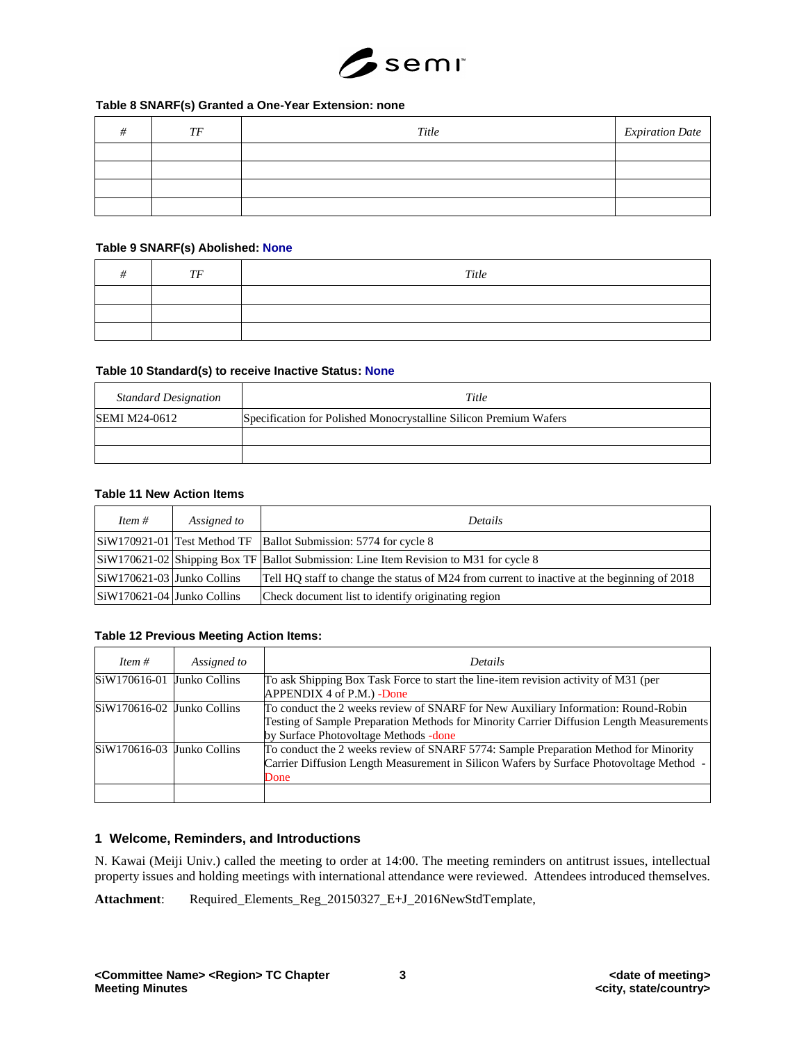**Table 8 SNARF(s) Granted a One-Year Extension: none**

| *#* | *TF* | *Title* | *Expiration Date* |
|---|---|---|---|
| | | | |
| | | | |
| | | | |
| | | | |

**Table 9 SNARF(s) Abolished: None**

| *#* | *TF* | *Title* |
|---|---|---|
| | | |
| | | |
| | | |

**Table 10 Standard(s) to receive Inactive Status: None**

| *Standard Designation* | *Title* |
|---|---|
| SEMI M24-0612 | Specification for Polished Monocrystalline Silicon Premium Wafers |
| | |
| | |

**Table 11 New Action Items**

| *Item #* | *Assigned to* | *Details* |
|---|---|---|
| SiW170921-01 | Test Method TF | Ballot Submission: 5774 for cycle 8 |
| SiW170621-02 | Shipping Box TF | Ballot Submission: Line Item Revision to M31 for cycle 8 |
| SiW170621-03 | Junko Collins | Tell HQ staff to change the status of M24 from current to inactive at the beginning of 2018 |
| SiW170621-04 | Junko Collins | Check document list to identify originating region |

**Table 12 Previous Meeting Action Items:**

| *Item #* | *Assigned to* | *Details* |
|---|---|---|
| SiW170616-01 | Junko Collins | To ask Shipping Box Task Force to start the line-item revision activity of M31 (per APPENDIX 4 of P.M.) -Done |
| SiW170616-02 | Junko Collins | To conduct the 2 weeks review of SNARF for New Auxiliary Information: Round-Robin Testing of Sample Preparation Methods for Minority Carrier Diffusion Length Measurements by Surface Photovoltage Methods -done |
| SiW170616-03 | Junko Collins | To conduct the 2 weeks review of SNARF 5774: Sample Preparation Method for Minority Carrier Diffusion Length Measurement in Silicon Wafers by Surface Photovoltage Method - Done |
| | | |

## 1 Welcome, Reminders, and Introductions

N. Kawai (Meiji Univ.) called the meeting to order at 14:00. The meeting reminders on antitrust issues, intellectual property issues and holding meetings with international attendance were reviewed. Attendees introduced themselves.

**Attachment**: Required_Elements_Reg_20150327_E+J_2016NewStdTemplate,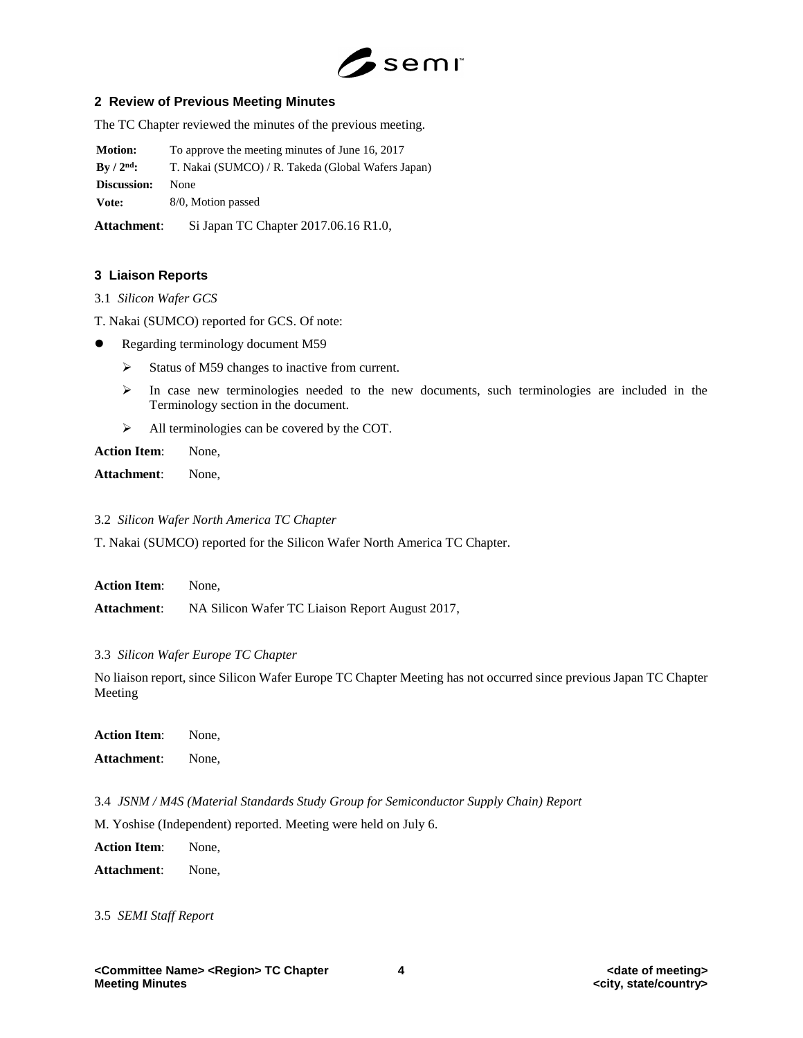## 2 Review of Previous Meeting Minutes

The TC Chapter reviewed the minutes of the previous meeting.

| | |
|---|---|
| **Motion:** | To approve the meeting minutes of June 16, 2017 |
| **By / 2nd:** | T. Nakai (SUMCO) / R. Takeda (Global Wafers Japan) |
| **Discussion:** | None |
| **Vote:** | 8/0, Motion passed |

**Attachment**: Si Japan TC Chapter 2017.06.16 R1.0,

## 3 Liaison Reports

3.1 *Silicon Wafer GCS*

T. Nakai (SUMCO) reported for GCS. Of note:

- Regarding terminology document M59
  - Status of M59 changes to inactive from current.
  - In case new terminologies needed to the new documents, such terminologies are included in the Terminology section in the document.
  - All terminologies can be covered by the COT.

**Action Item**: None,

**Attachment**: None,

3.2 *Silicon Wafer North America TC Chapter*

T. Nakai (SUMCO) reported for the Silicon Wafer North America TC Chapter.

**Action Item**: None,

**Attachment**: NA Silicon Wafer TC Liaison Report August 2017,

3.3 *Silicon Wafer Europe TC Chapter*

No liaison report, since Silicon Wafer Europe TC Chapter Meeting has not occurred since previous Japan TC Chapter Meeting

**Action Item**: None,

**Attachment**: None,

3.4 *JSNM / M4S (Material Standards Study Group for Semiconductor Supply Chain) Report*

M. Yoshise (Independent) reported. Meeting were held on July 6.

**Action Item**: None,

**Attachment**: None,

3.5 *SEMI Staff Report*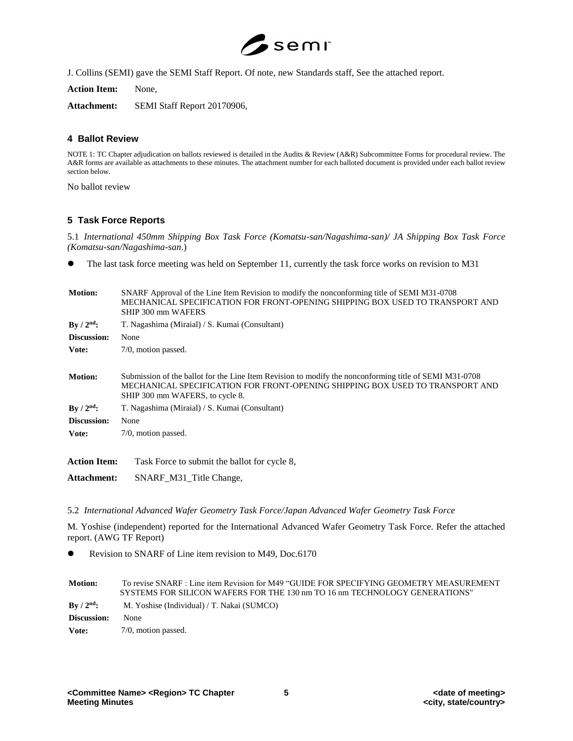J. Collins (SEMI) gave the SEMI Staff Report. Of note, new Standards staff, See the attached report.

**Action Item:** None,

**Attachment:** SEMI Staff Report 20170906,

## 4 Ballot Review

NOTE 1: TC Chapter adjudication on ballots reviewed is detailed in the Audits & Review (A&R) Subcommittee Forms for procedural review. The A&R forms are available as attachments to these minutes. The attachment number for each balloted document is provided under each ballot review section below.

No ballot review

## 5 Task Force Reports

5.1 *International 450mm Shipping Box Task Force (Komatsu-san/Nagashima-san)/ JA Shipping Box Task Force (Komatsu-san/Nagashima-san.*)

- The last task force meeting was held on September 11, currently the task force works on revision to M31

**Motion:** SNARF Approval of the Line Item Revision to modify the nonconforming title of SEMI M31-0708 MECHANICAL SPECIFICATION FOR FRONT-OPENING SHIPPING BOX USED TO TRANSPORT AND SHIP 300 mm WAFERS

**By / 2nd:** T. Nagashima (Miraial) / S. Kumai (Consultant)

**Discussion:** None

**Vote:** 7/0, motion passed.

**Motion:** Submission of the ballot for the Line Item Revision to modify the nonconforming title of SEMI M31-0708 MECHANICAL SPECIFICATION FOR FRONT-OPENING SHIPPING BOX USED TO TRANSPORT AND SHIP 300 mm WAFERS, to cycle 8.

**By / 2nd:** T. Nagashima (Miraial) / S. Kumai (Consultant)

**Discussion:** None

**Vote:** 7/0, motion passed.

**Action Item:** Task Force to submit the ballot for cycle 8,

**Attachment:** SNARF_M31_Title Change,

5.2 *International Advanced Wafer Geometry Task Force/Japan Advanced Wafer Geometry Task Force*

M. Yoshise (independent) reported for the International Advanced Wafer Geometry Task Force. Refer the attached report. (AWG TF Report)

- Revision to SNARF of Line item revision to M49, Doc.6170

**Motion:** To revise SNARF : Line item Revision for M49 "GUIDE FOR SPECIFYING GEOMETRY MEASUREMENT SYSTEMS FOR SILICON WAFERS FOR THE 130 nm TO 16 nm TECHNOLOGY GENERATIONS"

**By / 2nd:** M. Yoshise (Individual) / T. Nakai (SUMCO)

**Discussion:** None

**Vote:** 7/0, motion passed.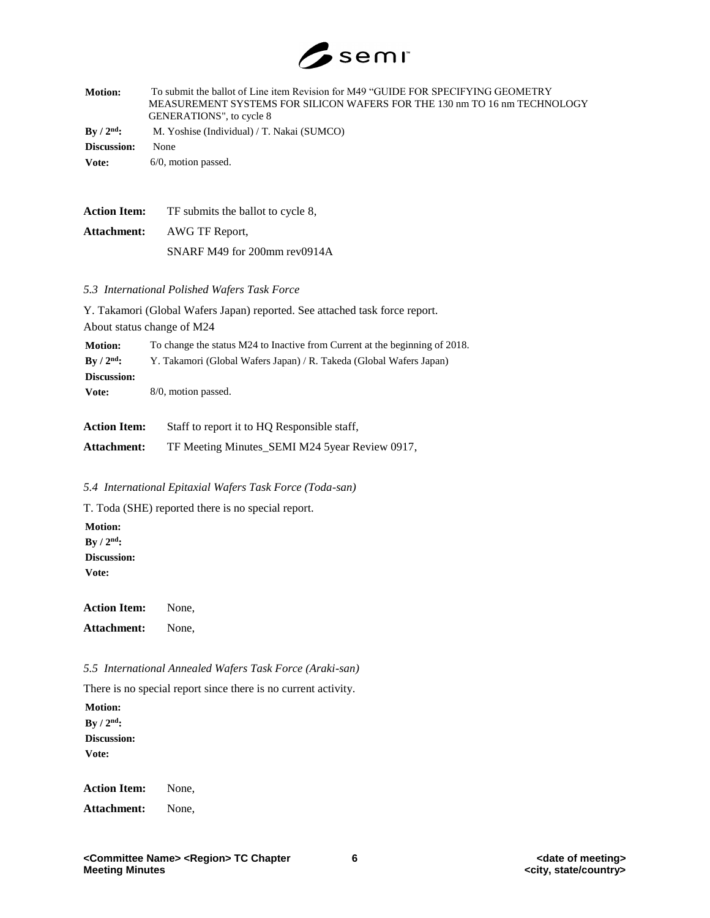**Motion:** To submit the ballot of Line item Revision for M49 "GUIDE FOR SPECIFYING GEOMETRY MEASUREMENT SYSTEMS FOR SILICON WAFERS FOR THE 130 nm TO 16 nm TECHNOLOGY GENERATIONS", to cycle 8

**By / 2nd:** M. Yoshise (Individual) / T. Nakai (SUMCO)

**Discussion:** None

**Vote:** 6/0, motion passed.

**Action Item:** TF submits the ballot to cycle 8,

**Attachment:** AWG TF Report,

SNARF M49 for 200mm rev0914A

*5.3 International Polished Wafers Task Force*

Y. Takamori (Global Wafers Japan) reported. See attached task force report.

About status change of M24

**Motion:** To change the status M24 to Inactive from Current at the beginning of 2018.

**By / 2nd:** Y. Takamori (Global Wafers Japan) / R. Takeda (Global Wafers Japan)

**Discussion:**

**Vote:** 8/0, motion passed.

**Action Item:** Staff to report it to HQ Responsible staff,

**Attachment:** TF Meeting Minutes_SEMI M24 5year Review 0917,

*5.4 International Epitaxial Wafers Task Force (Toda-san)*

T. Toda (SHE) reported there is no special report.

**Motion:**

**By / 2nd:**

**Discussion:**

**Vote:**

**Action Item:** None,

**Attachment:** None,

*5.5 International Annealed Wafers Task Force (Araki-san)*

There is no special report since there is no current activity.

**Motion:**

**By / 2nd:**

**Discussion:**

**Vote:**

**Action Item:** None,

**Attachment:** None,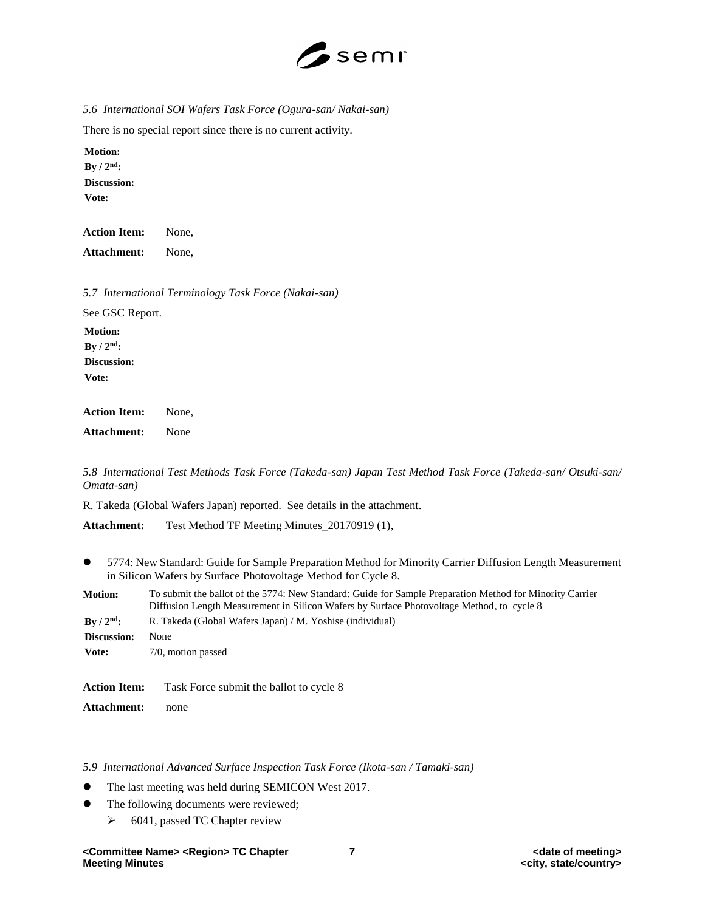*5.6 International SOI Wafers Task Force (Ogura-san/ Nakai-san)*

There is no special report since there is no current activity.

**Motion:**
**By / 2nd:**
**Discussion:**
**Vote:**

**Action Item:** None,

**Attachment:** None,

*5.7 International Terminology Task Force (Nakai-san)*

See GSC Report.

**Motion:**
**By / 2nd:**
**Discussion:**
**Vote:**

**Action Item:** None,

**Attachment:** None

*5.8 International Test Methods Task Force (Takeda-san) Japan Test Method Task Force (Takeda-san/ Otsuki-san/ Omata-san)*

R. Takeda (Global Wafers Japan) reported. See details in the attachment.

**Attachment:** Test Method TF Meeting Minutes_20170919 (1),

- 5774: New Standard: Guide for Sample Preparation Method for Minority Carrier Diffusion Length Measurement in Silicon Wafers by Surface Photovoltage Method for Cycle 8.

**Motion:** To submit the ballot of the 5774: New Standard: Guide for Sample Preparation Method for Minority Carrier Diffusion Length Measurement in Silicon Wafers by Surface Photovoltage Method, to cycle 8
**By / 2nd:** R. Takeda (Global Wafers Japan) / M. Yoshise (individual)
**Discussion:** None
**Vote:** 7/0, motion passed

**Action Item:** Task Force submit the ballot to cycle 8

**Attachment:** none

*5.9 International Advanced Surface Inspection Task Force (Ikota-san / Tamaki-san)*

- The last meeting was held during SEMICON West 2017.
- The following documents were reviewed;
  - 6041, passed TC Chapter review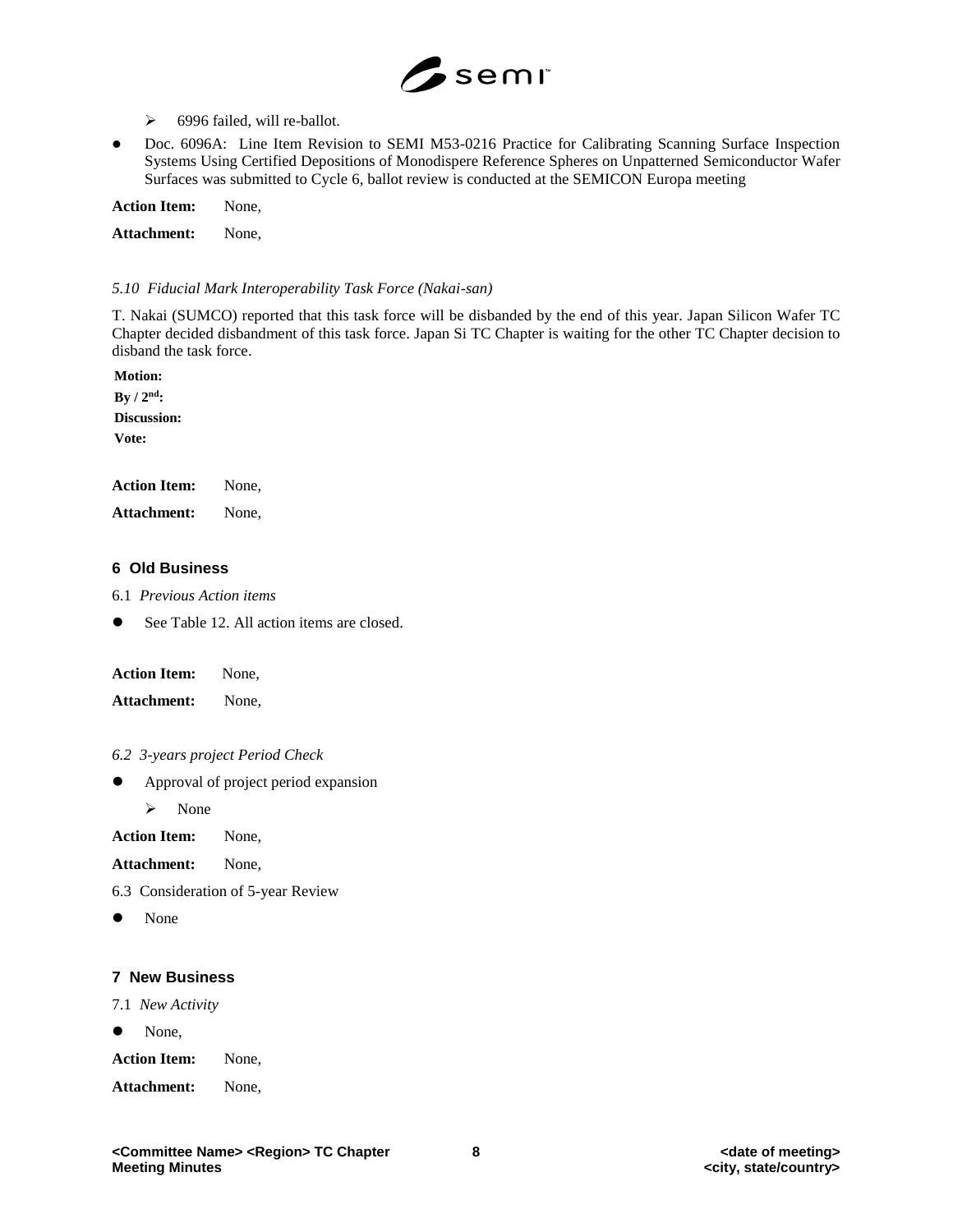- 6996 failed, will re-ballot.

- Doc. 6096A: Line Item Revision to SEMI M53-0216 Practice for Calibrating Scanning Surface Inspection Systems Using Certified Depositions of Monodispere Reference Spheres on Unpatterned Semiconductor Wafer Surfaces was submitted to Cycle 6, ballot review is conducted at the SEMICON Europa meeting

**Action Item:** None,

**Attachment:** None,

*5.10 Fiducial Mark Interoperability Task Force (Nakai-san)*

T. Nakai (SUMCO) reported that this task force will be disbanded by the end of this year. Japan Silicon Wafer TC Chapter decided disbandment of this task force. Japan Si TC Chapter is waiting for the other TC Chapter decision to disband the task force.

**Motion:**

**By / 2nd:**

**Discussion:**

**Vote:**

**Action Item:** None,

**Attachment:** None,

## 6 Old Business

6.1 *Previous Action items*

- See Table 12. All action items are closed.

**Action Item:** None,

**Attachment:** None,

*6.2 3-years project Period Check*

- Approval of project period expansion
  - None

**Action Item:** None,

**Attachment:** None,

6.3 Consideration of 5-year Review

- None

## 7 New Business

7.1 *New Activity*

- None,

**Action Item:** None,

**Attachment:** None,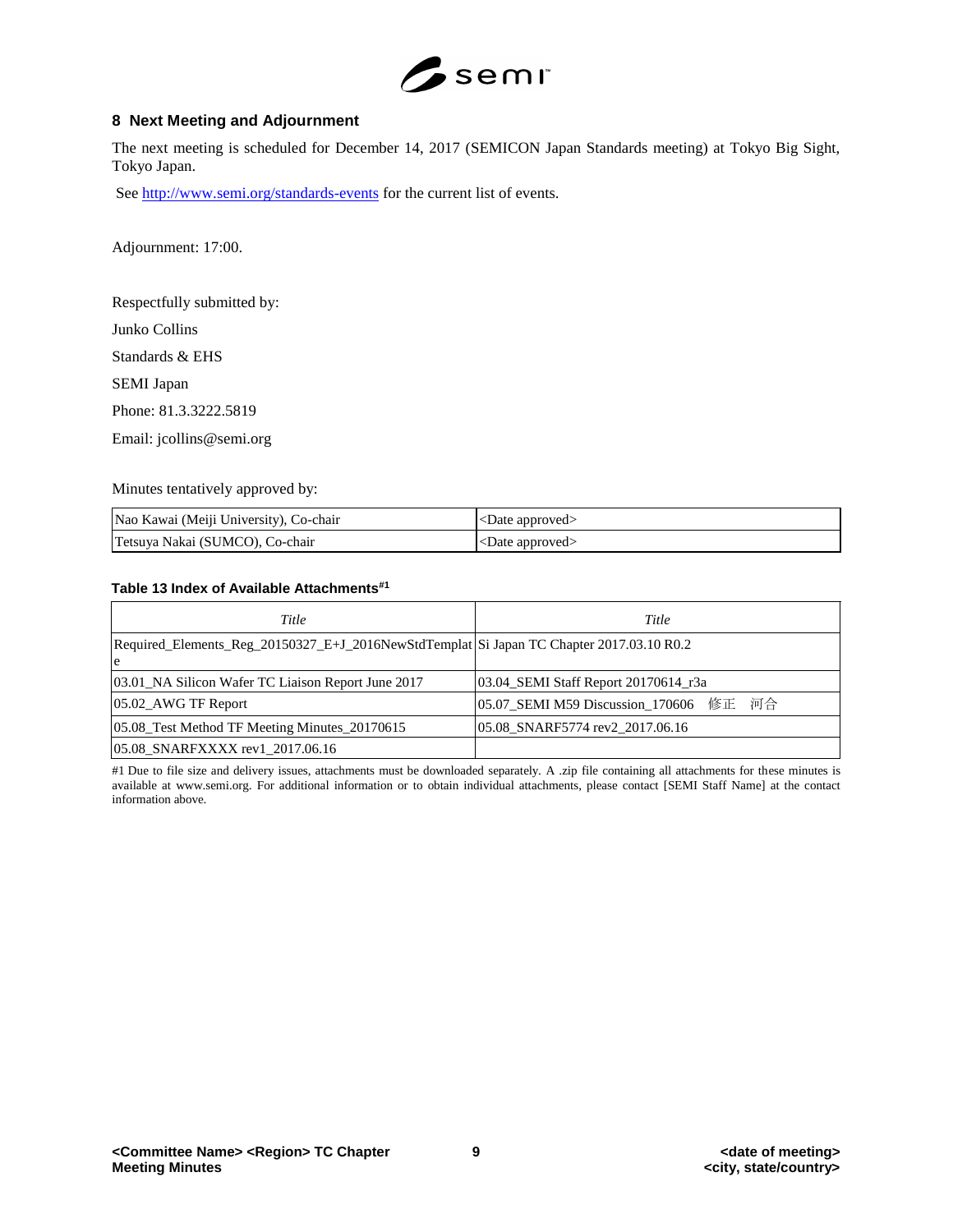## 8 Next Meeting and Adjournment

The next meeting is scheduled for December 14, 2017 (SEMICON Japan Standards meeting) at Tokyo Big Sight, Tokyo Japan.

See http://www.semi.org/standards-events for the current list of events.

Adjournment: 17:00.

Respectfully submitted by:

Junko Collins

Standards & EHS

SEMI Japan

Phone: 81.3.3222.5819

Email: jcollins@semi.org

Minutes tentatively approved by:

| | |
|---|---|
| Nao Kawai (Meiji University), Co-chair | <Date approved> |
| Tetsuya Nakai (SUMCO), Co-chair | <Date approved> |

**Table 13 Index of Available Attachments[#1]**

| *Title* | *Title* |
|---|---|
| Required_Elements_Reg_20150327_E+J_2016NewStdTemplate | Si Japan TC Chapter 2017.03.10 R0.2 |
| 03.01_NA Silicon Wafer TC Liaison Report June 2017 | 03.04_SEMI Staff Report 20170614_r3a |
| 05.02_AWG TF Report | 05.07_SEMI M59 Discussion_170606 修正 河合 |
| 05.08_Test Method TF Meeting Minutes_20170615 | 05.08_SNARF5774 rev2_2017.06.16 |
| 05.08_SNARFXXXX rev1_2017.06.16 | |

#1 Due to file size and delivery issues, attachments must be downloaded separately. A .zip file containing all attachments for these minutes is available at www.semi.org. For additional information or to obtain individual attachments, please contact [SEMI Staff Name] at the contact information above.